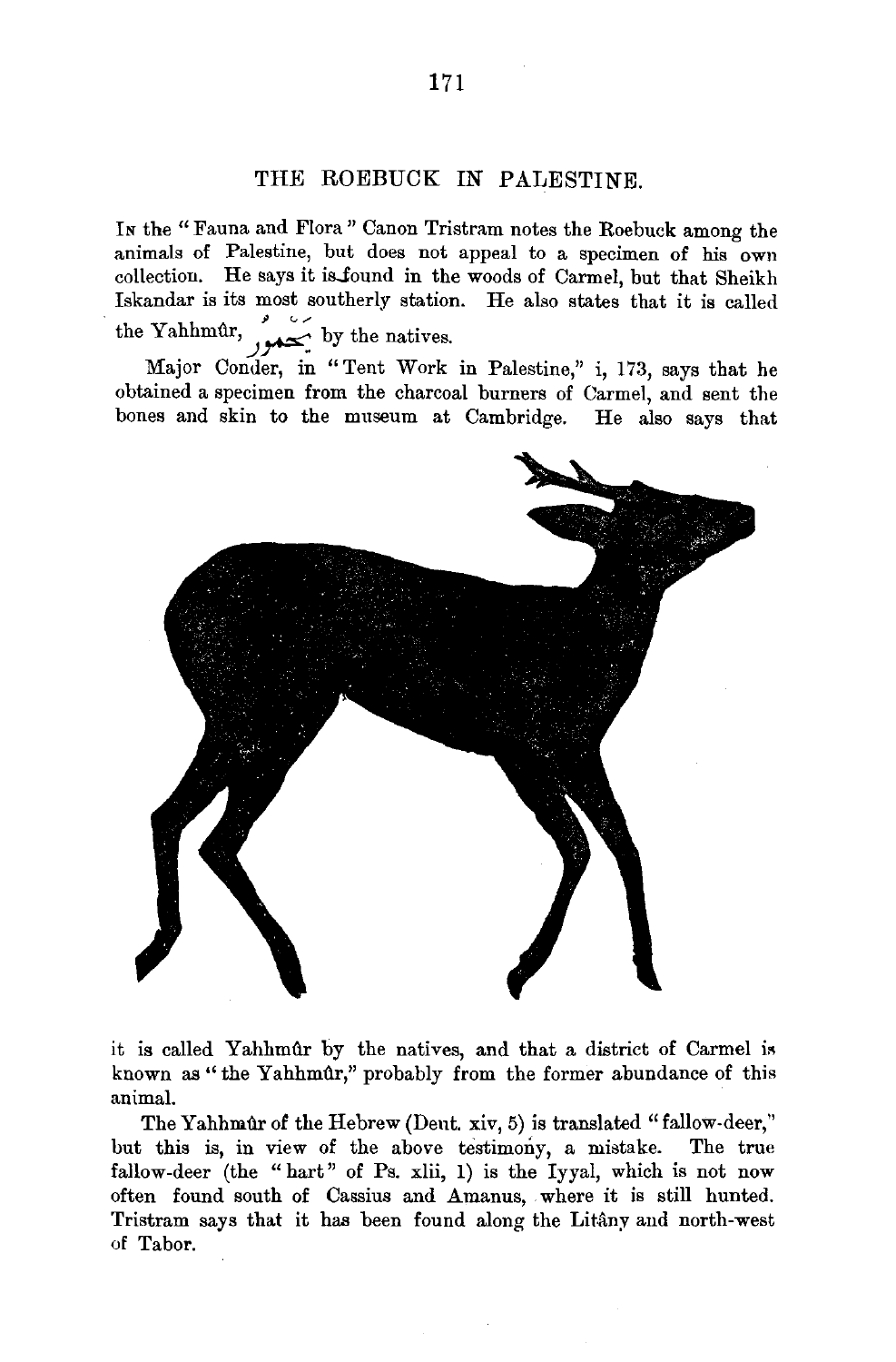# THE ROEBUCK IN PALESTINE.

In the "Fauna and Flora" Canon Tristram notes the Roebuck among the animals of Palestine, but does not appeal to a specimen of his own collection. He says it is found in the woods of Carmel, but that Sheikh Iskandar is its most southerly station. He also states that it is called the Yahhmûr, يحمور by the natives.

Major Conder, in "Tent Work in Palestine," i, 173, says that he obtained a specimen from the charcoal burners of Carmel, and sent the bones and skin to the museum at Cambridge. He also says that it is called Yahhmûr by the natives, and that a district of Carmel is known as "the Yahhmûr," probably from the former abundance of this animal.

The Yahhmûr of the Hebrew (Deut. xiv, 5) is translated "fallow-deer," but this is, in view of the above testimony, a mistake. The true fallow-deer (the "hart" of Ps. xlii, 1) is the Iyyal, which is not now often found south of Cassius and Amanus, where it is still hunted. Tristram says that it has been found along the Litâny and north-west of Tabor.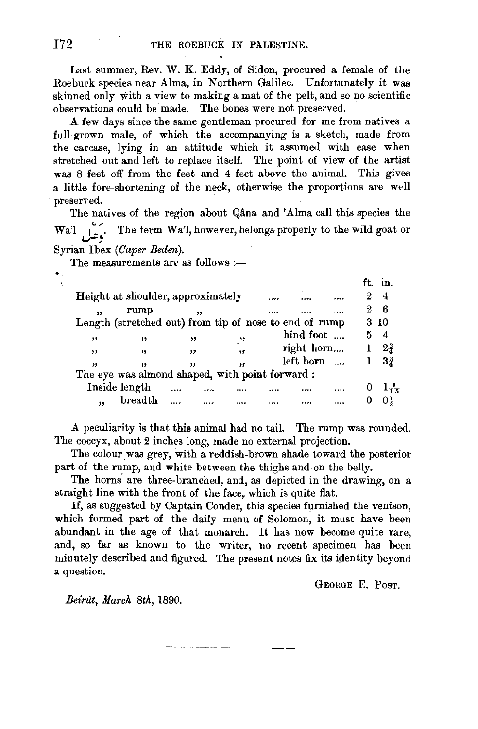Last summer, Rev. W. K. Eddy, of Sidon, procured a female of the Roebuck species near Alma, in Northern Galilee. Unfortunately it was skinned only with a view to making a mat of the pelt, and so no scientific observations could be made. The bones were not preserved.

A few days since the same gentleman procured for me from natives a full-grown male, of which the accompanying is a sketch, made from the carcase, lying in an attitude which it assumed with ease when stretched out and left to replace itself. The point of view of the artist was 8 feet off from the feet and 4 feet above the animal. This gives a little fore-shortening of the neck, otherwise the proportions are well preserved.

The natives of the region about Qâna and 'Alma call this species the Wa'l وَعَل. The term Wa'l, however, belongs properly to the wild goat or Syrian Ibex (*Caper Beden*).

The measurements are as follows :—

| | ft. | in. |
|---|---|---|
| Height at shoulder, approximately .... .... .... | 2 | 4 |
| ,, rump ,, .... .... .... | 2 | 6 |
| Length (stretched out) from tip of nose to end of rump | 3 | 10 |
| ,, ,, ,, ,, hind foot .... | 5 | 4 |
| ,, ,, ,, ,, right horn.... | 1 | $2\frac{3}{4}$ |
| ,, ,, ,, ,, left horn .... | 1 | $3\frac{1}{4}$ |
| The eye was almond shaped, with point forward : | | |
| Inside length .... .... .... .... .... .... | 0 | $1\frac{1}{15}$ |
| ,, breadth .... .... .... .... .... .... | 0 | $0\frac{1}{2}$ |

A peculiarity is that this animal had no tail. The rump was rounded. The coccyx, about 2 inches long, made no external projection.

The colour was grey, with a reddish-brown shade toward the posterior part of the rump, and white between the thighs and on the belly.

The horns are three-branched, and, as depicted in the drawing, on a straight line with the front of the face, which is quite flat.

If, as suggested by Captain Conder, this species furnished the venison, which formed part of the daily menu of Solomon, it must have been abundant in the age of that monarch. It has now become quite rare, and, so far as known to the writer, no recent specimen has been minutely described and figured. The present notes fix its identity beyond a question.

George E. Post.

*Beirût, March 8th*, 1890.